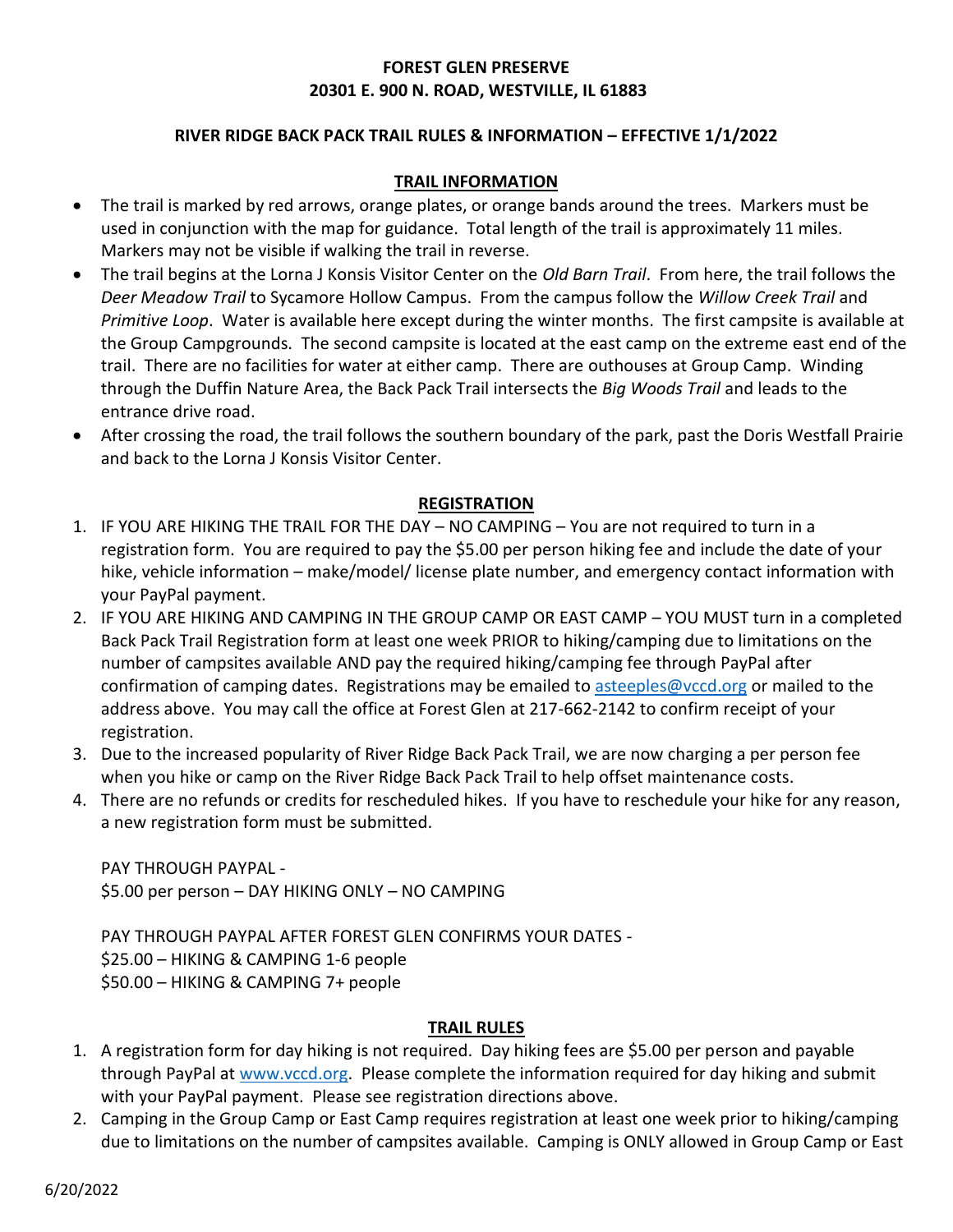**FOREST GLEN PRESERVE**
**20301 E. 900 N. ROAD, WESTVILLE, IL 61883**

**RIVER RIDGE BACK PACK TRAIL RULES & INFORMATION – EFFECTIVE 1/1/2022**

## TRAIL INFORMATION

- The trail is marked by red arrows, orange plates, or orange bands around the trees. Markers must be used in conjunction with the map for guidance. Total length of the trail is approximately 11 miles. Markers may not be visible if walking the trail in reverse.
- The trail begins at the Lorna J Konsis Visitor Center on the *Old Barn Trail*. From here, the trail follows the *Deer Meadow Trail* to Sycamore Hollow Campus. From the campus follow the *Willow Creek Trail* and *Primitive Loop*. Water is available here except during the winter months. The first campsite is available at the Group Campgrounds. The second campsite is located at the east camp on the extreme east end of the trail. There are no facilities for water at either camp. There are outhouses at Group Camp. Winding through the Duffin Nature Area, the Back Pack Trail intersects the *Big Woods Trail* and leads to the entrance drive road.
- After crossing the road, the trail follows the southern boundary of the park, past the Doris Westfall Prairie and back to the Lorna J Konsis Visitor Center.

## REGISTRATION

1. IF YOU ARE HIKING THE TRAIL FOR THE DAY – NO CAMPING – You are not required to turn in a registration form. You are required to pay the $5.00 per person hiking fee and include the date of your hike, vehicle information – make/model/ license plate number, and emergency contact information with your PayPal payment.
2. IF YOU ARE HIKING AND CAMPING IN THE GROUP CAMP OR EAST CAMP – YOU MUST turn in a completed Back Pack Trail Registration form at least one week PRIOR to hiking/camping due to limitations on the number of campsites available AND pay the required hiking/camping fee through PayPal after confirmation of camping dates. Registrations may be emailed to asteeples@vccd.org or mailed to the address above. You may call the office at Forest Glen at 217-662-2142 to confirm receipt of your registration.
3. Due to the increased popularity of River Ridge Back Pack Trail, we are now charging a per person fee when you hike or camp on the River Ridge Back Pack Trail to help offset maintenance costs.
4. There are no refunds or credits for rescheduled hikes. If you have to reschedule your hike for any reason, a new registration form must be submitted.

PAY THROUGH PAYPAL -
$5.00 per person – DAY HIKING ONLY – NO CAMPING

PAY THROUGH PAYPAL AFTER FOREST GLEN CONFIRMS YOUR DATES -
$25.00 – HIKING & CAMPING 1-6 people
$50.00 – HIKING & CAMPING 7+ people

## TRAIL RULES

1. A registration form for day hiking is not required. Day hiking fees are $5.00 per person and payable through PayPal at www.vccd.org. Please complete the information required for day hiking and submit with your PayPal payment. Please see registration directions above.
2. Camping in the Group Camp or East Camp requires registration at least one week prior to hiking/camping due to limitations on the number of campsites available. Camping is ONLY allowed in Group Camp or East

6/20/2022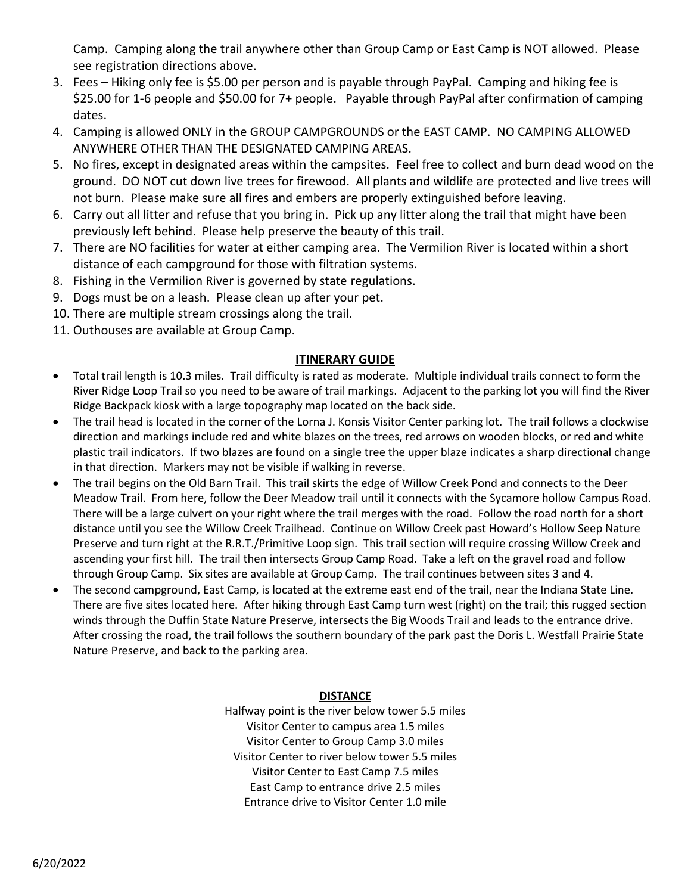Camp. Camping along the trail anywhere other than Group Camp or East Camp is NOT allowed. Please see registration directions above.

3. Fees – Hiking only fee is $5.00 per person and is payable through PayPal. Camping and hiking fee is $25.00 for 1-6 people and $50.00 for 7+ people. Payable through PayPal after confirmation of camping dates.
4. Camping is allowed ONLY in the GROUP CAMPGROUNDS or the EAST CAMP. NO CAMPING ALLOWED ANYWHERE OTHER THAN THE DESIGNATED CAMPING AREAS.
5. No fires, except in designated areas within the campsites. Feel free to collect and burn dead wood on the ground. DO NOT cut down live trees for firewood. All plants and wildlife are protected and live trees will not burn. Please make sure all fires and embers are properly extinguished before leaving.
6. Carry out all litter and refuse that you bring in. Pick up any litter along the trail that might have been previously left behind. Please help preserve the beauty of this trail.
7. There are NO facilities for water at either camping area. The Vermilion River is located within a short distance of each campground for those with filtration systems.
8. Fishing in the Vermilion River is governed by state regulations.
9. Dogs must be on a leash. Please clean up after your pet.
10. There are multiple stream crossings along the trail.
11. Outhouses are available at Group Camp.

## ITINERARY GUIDE

- Total trail length is 10.3 miles. Trail difficulty is rated as moderate. Multiple individual trails connect to form the River Ridge Loop Trail so you need to be aware of trail markings. Adjacent to the parking lot you will find the River Ridge Backpack kiosk with a large topography map located on the back side.
- The trail head is located in the corner of the Lorna J. Konsis Visitor Center parking lot. The trail follows a clockwise direction and markings include red and white blazes on the trees, red arrows on wooden blocks, or red and white plastic trail indicators. If two blazes are found on a single tree the upper blaze indicates a sharp directional change in that direction. Markers may not be visible if walking in reverse.
- The trail begins on the Old Barn Trail. This trail skirts the edge of Willow Creek Pond and connects to the Deer Meadow Trail. From here, follow the Deer Meadow trail until it connects with the Sycamore hollow Campus Road. There will be a large culvert on your right where the trail merges with the road. Follow the road north for a short distance until you see the Willow Creek Trailhead. Continue on Willow Creek past Howard's Hollow Seep Nature Preserve and turn right at the R.R.T./Primitive Loop sign. This trail section will require crossing Willow Creek and ascending your first hill. The trail then intersects Group Camp Road. Take a left on the gravel road and follow through Group Camp. Six sites are available at Group Camp. The trail continues between sites 3 and 4.
- The second campground, East Camp, is located at the extreme east end of the trail, near the Indiana State Line. There are five sites located here. After hiking through East Camp turn west (right) on the trail; this rugged section winds through the Duffin State Nature Preserve, intersects the Big Woods Trail and leads to the entrance drive. After crossing the road, the trail follows the southern boundary of the park past the Doris L. Westfall Prairie State Nature Preserve, and back to the parking area.

## DISTANCE

Halfway point is the river below tower 5.5 miles
Visitor Center to campus area 1.5 miles
Visitor Center to Group Camp 3.0 miles
Visitor Center to river below tower 5.5 miles
Visitor Center to East Camp 7.5 miles
East Camp to entrance drive 2.5 miles
Entrance drive to Visitor Center 1.0 mile

6/20/2022